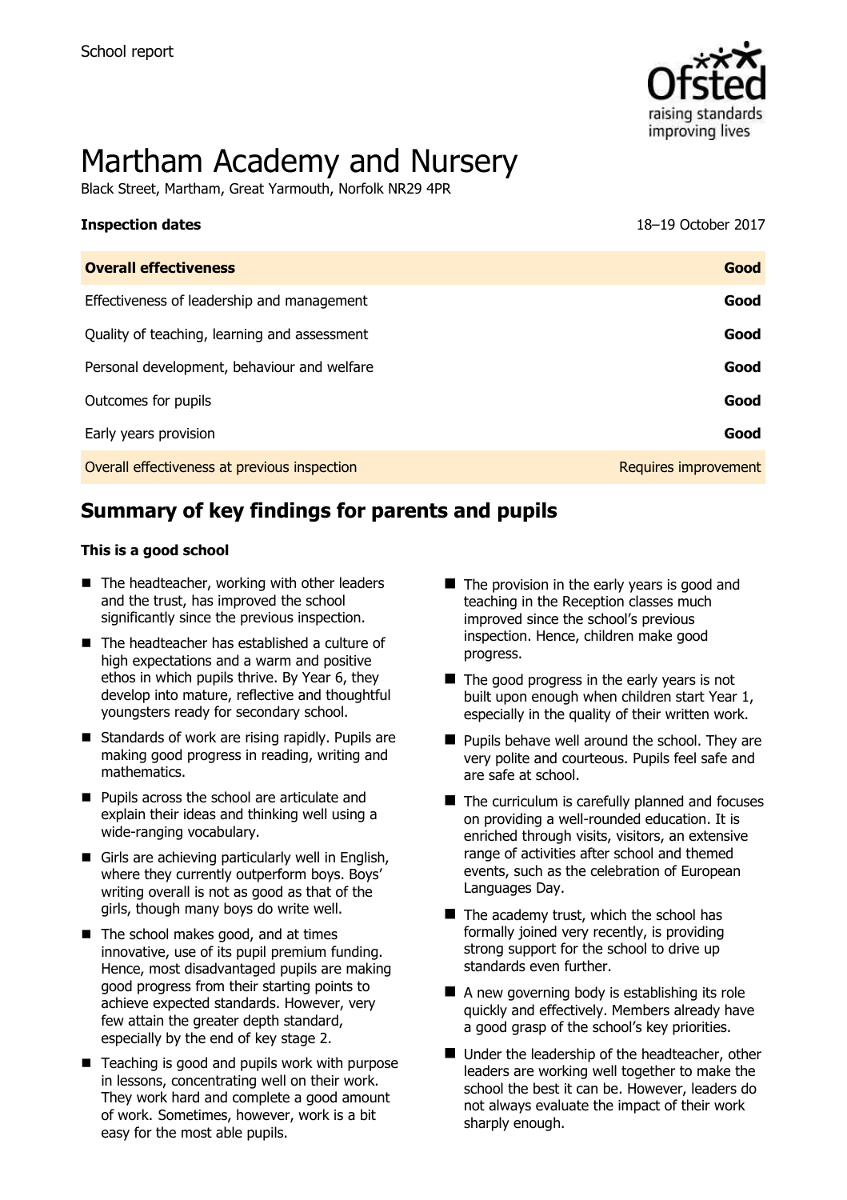School report

# Martham Academy and Nursery

Black Street, Martham, Great Yarmouth, Norfolk NR29 4PR

**Inspection dates** 18–19 October 2017

| | |
|---|---|
| **Overall effectiveness** | **Good** |
| Effectiveness of leadership and management | **Good** |
| Quality of teaching, learning and assessment | **Good** |
| Personal development, behaviour and welfare | **Good** |
| Outcomes for pupils | **Good** |
| Early years provision | **Good** |
| Overall effectiveness at previous inspection | Requires improvement |

## Summary of key findings for parents and pupils

**This is a good school**

- The headteacher, working with other leaders and the trust, has improved the school significantly since the previous inspection.
- The headteacher has established a culture of high expectations and a warm and positive ethos in which pupils thrive. By Year 6, they develop into mature, reflective and thoughtful youngsters ready for secondary school.
- Standards of work are rising rapidly. Pupils are making good progress in reading, writing and mathematics.
- Pupils across the school are articulate and explain their ideas and thinking well using a wide-ranging vocabulary.
- Girls are achieving particularly well in English, where they currently outperform boys. Boys' writing overall is not as good as that of the girls, though many boys do write well.
- The school makes good, and at times innovative, use of its pupil premium funding. Hence, most disadvantaged pupils are making good progress from their starting points to achieve expected standards. However, very few attain the greater depth standard, especially by the end of key stage 2.
- Teaching is good and pupils work with purpose in lessons, concentrating well on their work. They work hard and complete a good amount of work. Sometimes, however, work is a bit easy for the most able pupils.
- The provision in the early years is good and teaching in the Reception classes much improved since the school's previous inspection. Hence, children make good progress.
- The good progress in the early years is not built upon enough when children start Year 1, especially in the quality of their written work.
- Pupils behave well around the school. They are very polite and courteous. Pupils feel safe and are safe at school.
- The curriculum is carefully planned and focuses on providing a well-rounded education. It is enriched through visits, visitors, an extensive range of activities after school and themed events, such as the celebration of European Languages Day.
- The academy trust, which the school has formally joined very recently, is providing strong support for the school to drive up standards even further.
- A new governing body is establishing its role quickly and effectively. Members already have a good grasp of the school's key priorities.
- Under the leadership of the headteacher, other leaders are working well together to make the school the best it can be. However, leaders do not always evaluate the impact of their work sharply enough.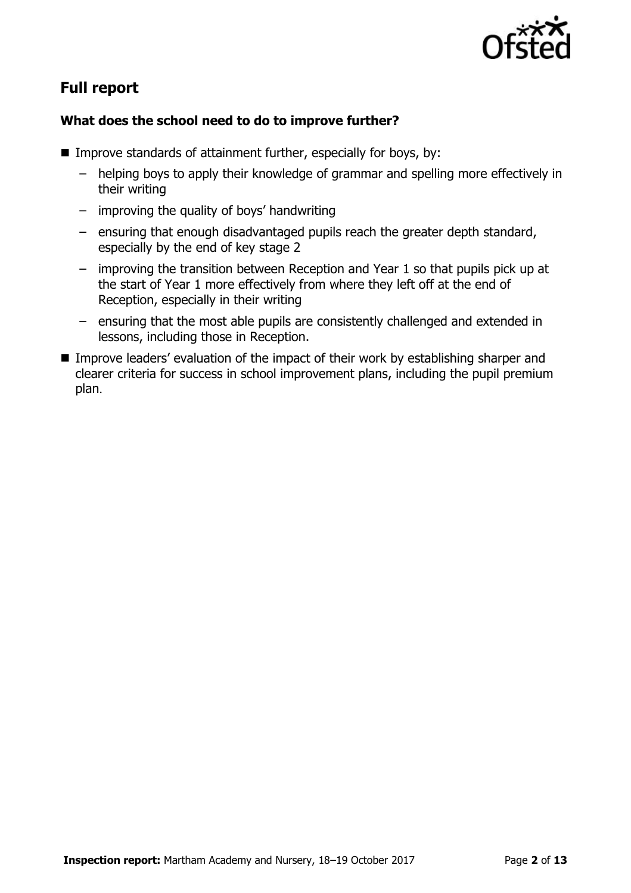## Full report

### What does the school need to do to improve further?

- Improve standards of attainment further, especially for boys, by:
  - helping boys to apply their knowledge of grammar and spelling more effectively in their writing
  - improving the quality of boys' handwriting
  - ensuring that enough disadvantaged pupils reach the greater depth standard, especially by the end of key stage 2
  - improving the transition between Reception and Year 1 so that pupils pick up at the start of Year 1 more effectively from where they left off at the end of Reception, especially in their writing
  - ensuring that the most able pupils are consistently challenged and extended in lessons, including those in Reception.
- Improve leaders' evaluation of the impact of their work by establishing sharper and clearer criteria for success in school improvement plans, including the pupil premium plan.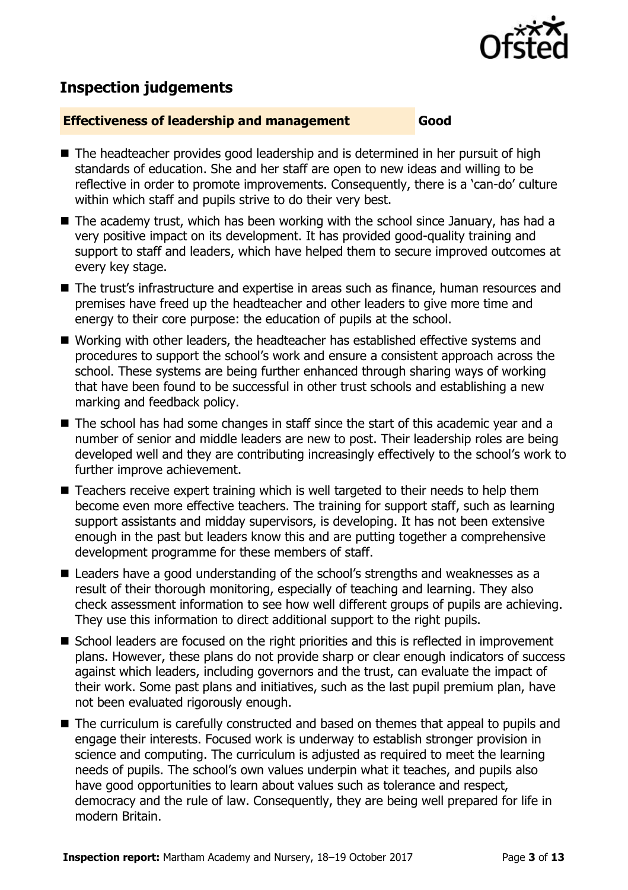## Inspection judgements

**Effectiveness of leadership and management** **Good**

- The headteacher provides good leadership and is determined in her pursuit of high standards of education. She and her staff are open to new ideas and willing to be reflective in order to promote improvements. Consequently, there is a 'can-do' culture within which staff and pupils strive to do their very best.
- The academy trust, which has been working with the school since January, has had a very positive impact on its development. It has provided good-quality training and support to staff and leaders, which have helped them to secure improved outcomes at every key stage.
- The trust's infrastructure and expertise in areas such as finance, human resources and premises have freed up the headteacher and other leaders to give more time and energy to their core purpose: the education of pupils at the school.
- Working with other leaders, the headteacher has established effective systems and procedures to support the school's work and ensure a consistent approach across the school. These systems are being further enhanced through sharing ways of working that have been found to be successful in other trust schools and establishing a new marking and feedback policy.
- The school has had some changes in staff since the start of this academic year and a number of senior and middle leaders are new to post. Their leadership roles are being developed well and they are contributing increasingly effectively to the school's work to further improve achievement.
- Teachers receive expert training which is well targeted to their needs to help them become even more effective teachers. The training for support staff, such as learning support assistants and midday supervisors, is developing. It has not been extensive enough in the past but leaders know this and are putting together a comprehensive development programme for these members of staff.
- Leaders have a good understanding of the school's strengths and weaknesses as a result of their thorough monitoring, especially of teaching and learning. They also check assessment information to see how well different groups of pupils are achieving. They use this information to direct additional support to the right pupils.
- School leaders are focused on the right priorities and this is reflected in improvement plans. However, these plans do not provide sharp or clear enough indicators of success against which leaders, including governors and the trust, can evaluate the impact of their work. Some past plans and initiatives, such as the last pupil premium plan, have not been evaluated rigorously enough.
- The curriculum is carefully constructed and based on themes that appeal to pupils and engage their interests. Focused work is underway to establish stronger provision in science and computing. The curriculum is adjusted as required to meet the learning needs of pupils. The school's own values underpin what it teaches, and pupils also have good opportunities to learn about values such as tolerance and respect, democracy and the rule of law. Consequently, they are being well prepared for life in modern Britain.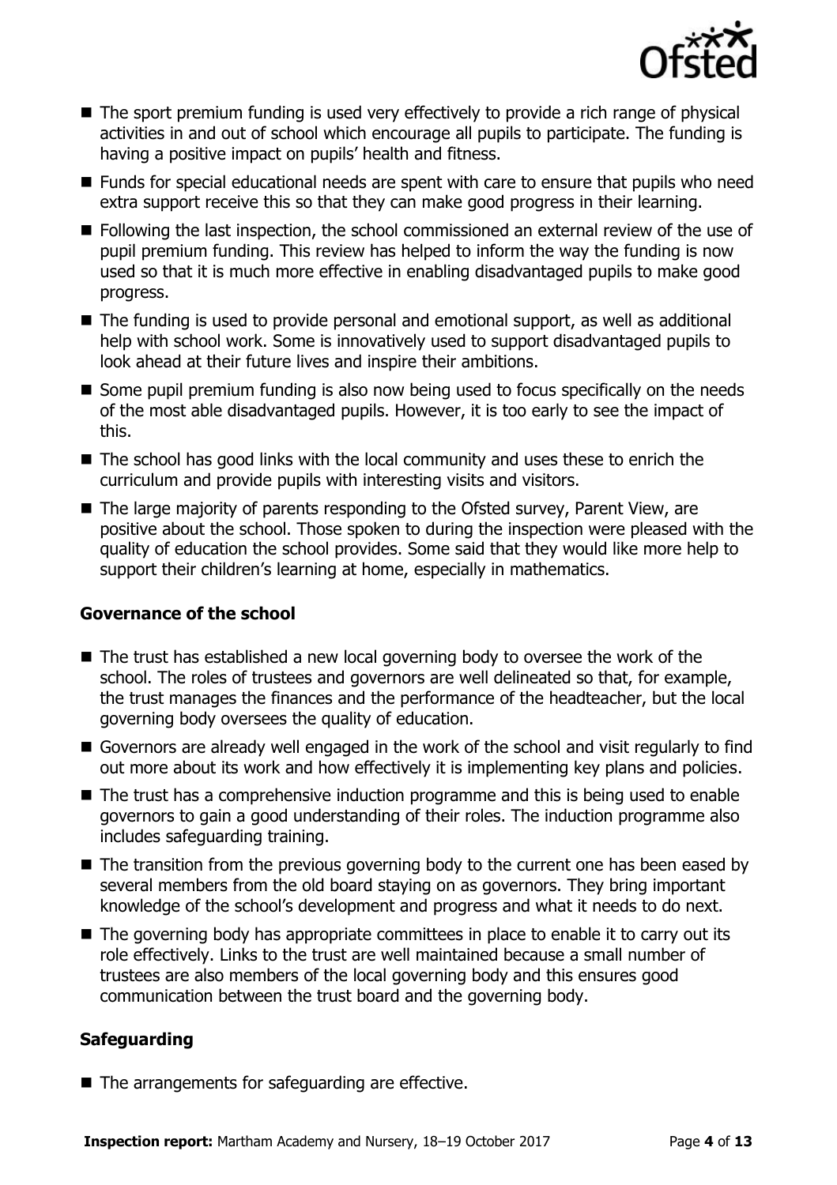- The sport premium funding is used very effectively to provide a rich range of physical activities in and out of school which encourage all pupils to participate. The funding is having a positive impact on pupils' health and fitness.
- Funds for special educational needs are spent with care to ensure that pupils who need extra support receive this so that they can make good progress in their learning.
- Following the last inspection, the school commissioned an external review of the use of pupil premium funding. This review has helped to inform the way the funding is now used so that it is much more effective in enabling disadvantaged pupils to make good progress.
- The funding is used to provide personal and emotional support, as well as additional help with school work. Some is innovatively used to support disadvantaged pupils to look ahead at their future lives and inspire their ambitions.
- Some pupil premium funding is also now being used to focus specifically on the needs of the most able disadvantaged pupils. However, it is too early to see the impact of this.
- The school has good links with the local community and uses these to enrich the curriculum and provide pupils with interesting visits and visitors.
- The large majority of parents responding to the Ofsted survey, Parent View, are positive about the school. Those spoken to during the inspection were pleased with the quality of education the school provides. Some said that they would like more help to support their children's learning at home, especially in mathematics.

### Governance of the school

- The trust has established a new local governing body to oversee the work of the school. The roles of trustees and governors are well delineated so that, for example, the trust manages the finances and the performance of the headteacher, but the local governing body oversees the quality of education.
- Governors are already well engaged in the work of the school and visit regularly to find out more about its work and how effectively it is implementing key plans and policies.
- The trust has a comprehensive induction programme and this is being used to enable governors to gain a good understanding of their roles. The induction programme also includes safeguarding training.
- The transition from the previous governing body to the current one has been eased by several members from the old board staying on as governors. They bring important knowledge of the school's development and progress and what it needs to do next.
- The governing body has appropriate committees in place to enable it to carry out its role effectively. Links to the trust are well maintained because a small number of trustees are also members of the local governing body and this ensures good communication between the trust board and the governing body.

### Safeguarding

- The arrangements for safeguarding are effective.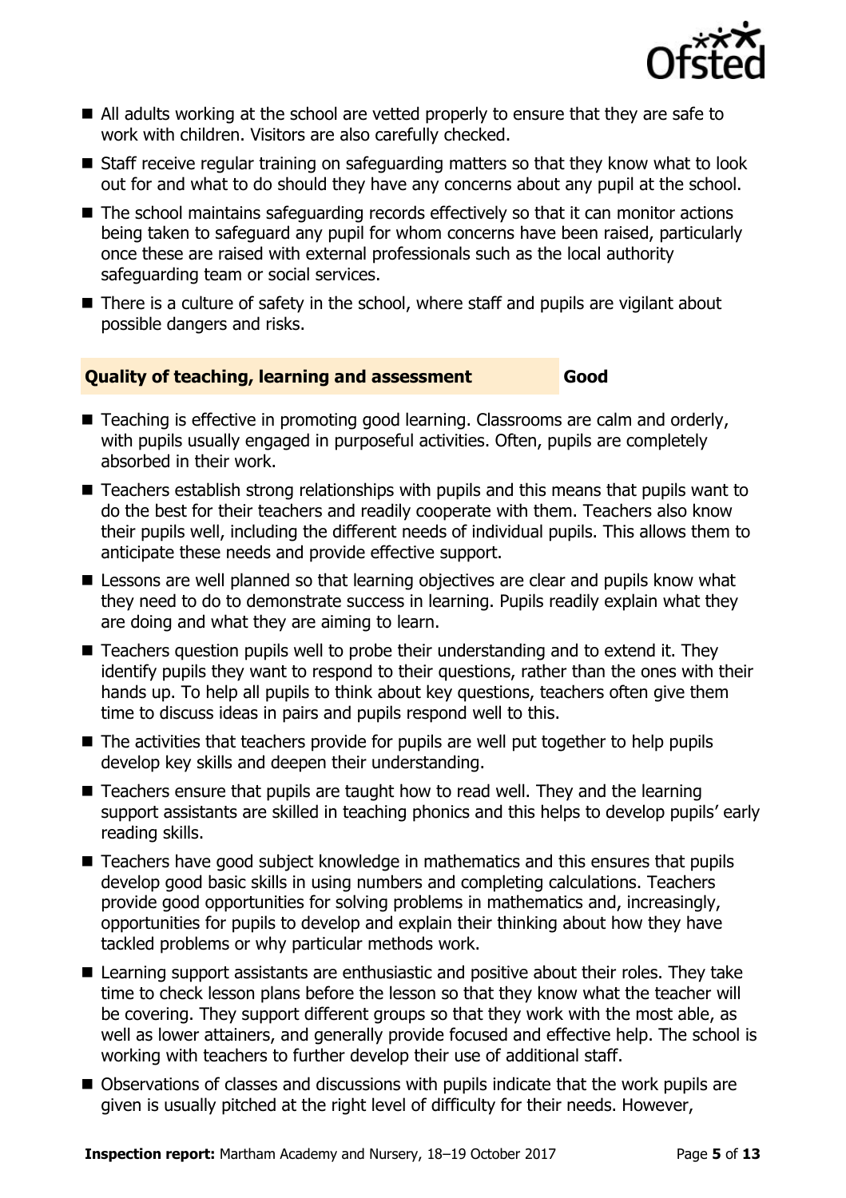- All adults working at the school are vetted properly to ensure that they are safe to work with children. Visitors are also carefully checked.
- Staff receive regular training on safeguarding matters so that they know what to look out for and what to do should they have any concerns about any pupil at the school.
- The school maintains safeguarding records effectively so that it can monitor actions being taken to safeguard any pupil for whom concerns have been raised, particularly once these are raised with external professionals such as the local authority safeguarding team or social services.
- There is a culture of safety in the school, where staff and pupils are vigilant about possible dangers and risks.

### Quality of teaching, learning and assessment — Good

- Teaching is effective in promoting good learning. Classrooms are calm and orderly, with pupils usually engaged in purposeful activities. Often, pupils are completely absorbed in their work.
- Teachers establish strong relationships with pupils and this means that pupils want to do the best for their teachers and readily cooperate with them. Teachers also know their pupils well, including the different needs of individual pupils. This allows them to anticipate these needs and provide effective support.
- Lessons are well planned so that learning objectives are clear and pupils know what they need to do to demonstrate success in learning. Pupils readily explain what they are doing and what they are aiming to learn.
- Teachers question pupils well to probe their understanding and to extend it. They identify pupils they want to respond to their questions, rather than the ones with their hands up. To help all pupils to think about key questions, teachers often give them time to discuss ideas in pairs and pupils respond well to this.
- The activities that teachers provide for pupils are well put together to help pupils develop key skills and deepen their understanding.
- Teachers ensure that pupils are taught how to read well. They and the learning support assistants are skilled in teaching phonics and this helps to develop pupils' early reading skills.
- Teachers have good subject knowledge in mathematics and this ensures that pupils develop good basic skills in using numbers and completing calculations. Teachers provide good opportunities for solving problems in mathematics and, increasingly, opportunities for pupils to develop and explain their thinking about how they have tackled problems or why particular methods work.
- Learning support assistants are enthusiastic and positive about their roles. They take time to check lesson plans before the lesson so that they know what the teacher will be covering. They support different groups so that they work with the most able, as well as lower attainers, and generally provide focused and effective help. The school is working with teachers to further develop their use of additional staff.
- Observations of classes and discussions with pupils indicate that the work pupils are given is usually pitched at the right level of difficulty for their needs. However,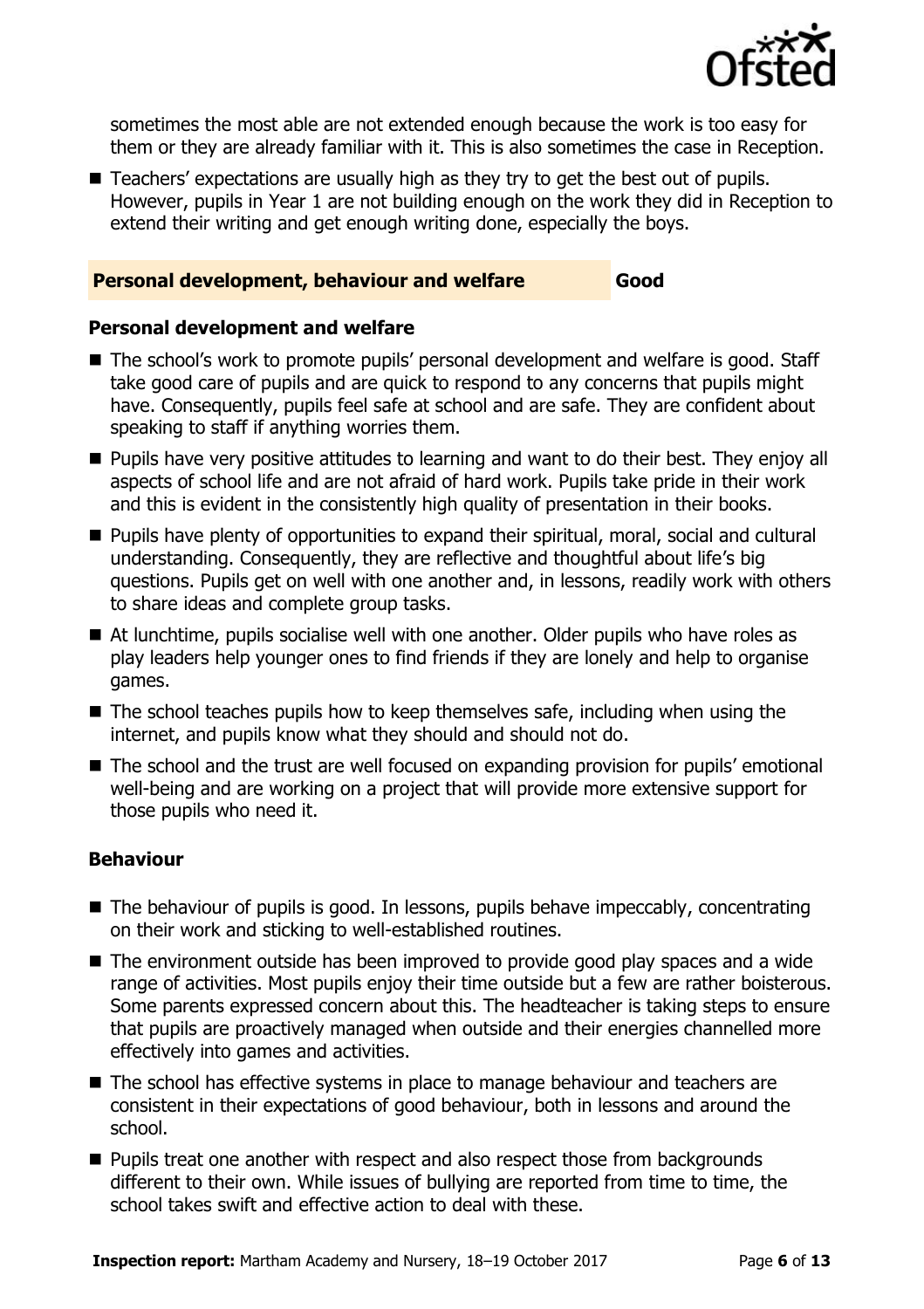sometimes the most able are not extended enough because the work is too easy for them or they are already familiar with it. This is also sometimes the case in Reception.

- Teachers' expectations are usually high as they try to get the best out of pupils. However, pupils in Year 1 are not building enough on the work they did in Reception to extend their writing and get enough writing done, especially the boys.

## Personal development, behaviour and welfare — Good

### Personal development and welfare

- The school's work to promote pupils' personal development and welfare is good. Staff take good care of pupils and are quick to respond to any concerns that pupils might have. Consequently, pupils feel safe at school and are safe. They are confident about speaking to staff if anything worries them.
- Pupils have very positive attitudes to learning and want to do their best. They enjoy all aspects of school life and are not afraid of hard work. Pupils take pride in their work and this is evident in the consistently high quality of presentation in their books.
- Pupils have plenty of opportunities to expand their spiritual, moral, social and cultural understanding. Consequently, they are reflective and thoughtful about life's big questions. Pupils get on well with one another and, in lessons, readily work with others to share ideas and complete group tasks.
- At lunchtime, pupils socialise well with one another. Older pupils who have roles as play leaders help younger ones to find friends if they are lonely and help to organise games.
- The school teaches pupils how to keep themselves safe, including when using the internet, and pupils know what they should and should not do.
- The school and the trust are well focused on expanding provision for pupils' emotional well-being and are working on a project that will provide more extensive support for those pupils who need it.

### Behaviour

- The behaviour of pupils is good. In lessons, pupils behave impeccably, concentrating on their work and sticking to well-established routines.
- The environment outside has been improved to provide good play spaces and a wide range of activities. Most pupils enjoy their time outside but a few are rather boisterous. Some parents expressed concern about this. The headteacher is taking steps to ensure that pupils are proactively managed when outside and their energies channelled more effectively into games and activities.
- The school has effective systems in place to manage behaviour and teachers are consistent in their expectations of good behaviour, both in lessons and around the school.
- Pupils treat one another with respect and also respect those from backgrounds different to their own. While issues of bullying are reported from time to time, the school takes swift and effective action to deal with these.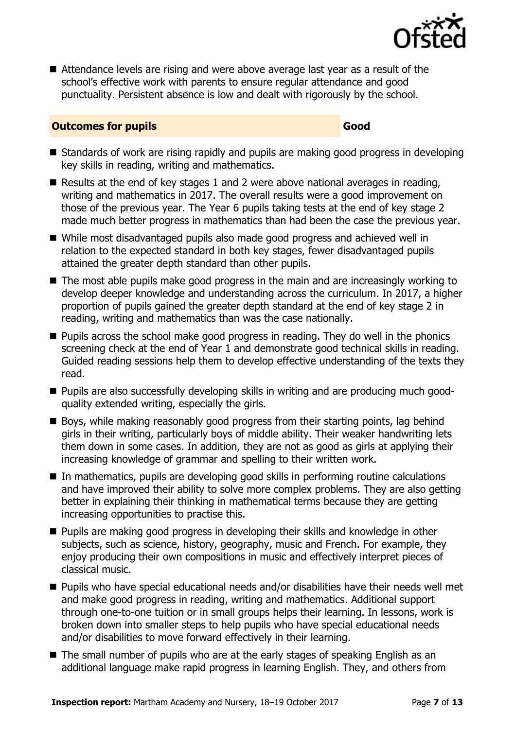- Attendance levels are rising and were above average last year as a result of the school's effective work with parents to ensure regular attendance and good punctuality. Persistent absence is low and dealt with rigorously by the school.

## Outcomes for pupils — Good

- Standards of work are rising rapidly and pupils are making good progress in developing key skills in reading, writing and mathematics.
- Results at the end of key stages 1 and 2 were above national averages in reading, writing and mathematics in 2017. The overall results were a good improvement on those of the previous year. The Year 6 pupils taking tests at the end of key stage 2 made much better progress in mathematics than had been the case the previous year.
- While most disadvantaged pupils also made good progress and achieved well in relation to the expected standard in both key stages, fewer disadvantaged pupils attained the greater depth standard than other pupils.
- The most able pupils make good progress in the main and are increasingly working to develop deeper knowledge and understanding across the curriculum. In 2017, a higher proportion of pupils gained the greater depth standard at the end of key stage 2 in reading, writing and mathematics than was the case nationally.
- Pupils across the school make good progress in reading. They do well in the phonics screening check at the end of Year 1 and demonstrate good technical skills in reading. Guided reading sessions help them to develop effective understanding of the texts they read.
- Pupils are also successfully developing skills in writing and are producing much good-quality extended writing, especially the girls.
- Boys, while making reasonably good progress from their starting points, lag behind girls in their writing, particularly boys of middle ability. Their weaker handwriting lets them down in some cases. In addition, they are not as good as girls at applying their increasing knowledge of grammar and spelling to their written work.
- In mathematics, pupils are developing good skills in performing routine calculations and have improved their ability to solve more complex problems. They are also getting better in explaining their thinking in mathematical terms because they are getting increasing opportunities to practise this.
- Pupils are making good progress in developing their skills and knowledge in other subjects, such as science, history, geography, music and French. For example, they enjoy producing their own compositions in music and effectively interpret pieces of classical music.
- Pupils who have special educational needs and/or disabilities have their needs well met and make good progress in reading, writing and mathematics. Additional support through one-to-one tuition or in small groups helps their learning. In lessons, work is broken down into smaller steps to help pupils who have special educational needs and/or disabilities to move forward effectively in their learning.
- The small number of pupils who are at the early stages of speaking English as an additional language make rapid progress in learning English. They, and others from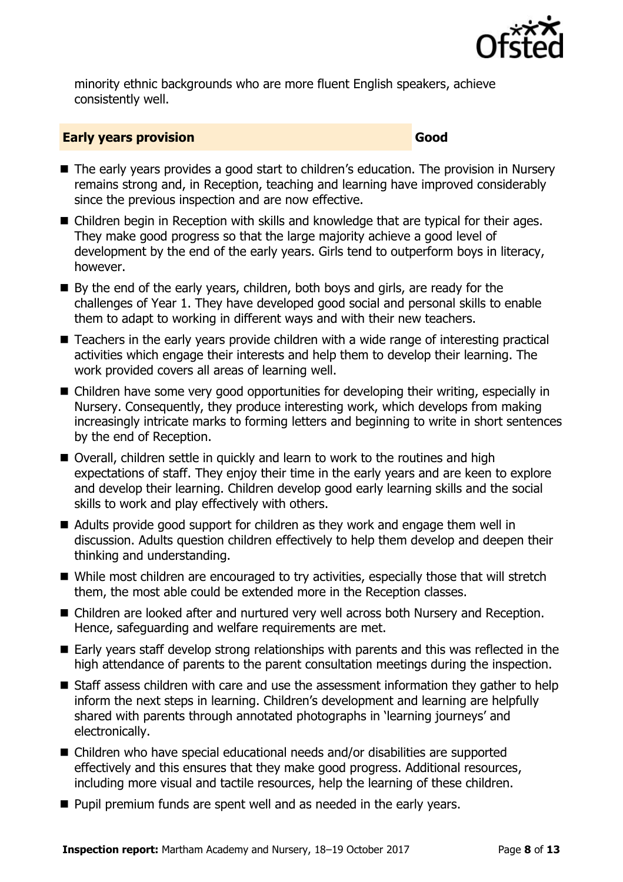minority ethnic backgrounds who are more fluent English speakers, achieve consistently well.

## Early years provision — Good

- The early years provides a good start to children's education. The provision in Nursery remains strong and, in Reception, teaching and learning have improved considerably since the previous inspection and are now effective.
- Children begin in Reception with skills and knowledge that are typical for their ages. They make good progress so that the large majority achieve a good level of development by the end of the early years. Girls tend to outperform boys in literacy, however.
- By the end of the early years, children, both boys and girls, are ready for the challenges of Year 1. They have developed good social and personal skills to enable them to adapt to working in different ways and with their new teachers.
- Teachers in the early years provide children with a wide range of interesting practical activities which engage their interests and help them to develop their learning. The work provided covers all areas of learning well.
- Children have some very good opportunities for developing their writing, especially in Nursery. Consequently, they produce interesting work, which develops from making increasingly intricate marks to forming letters and beginning to write in short sentences by the end of Reception.
- Overall, children settle in quickly and learn to work to the routines and high expectations of staff. They enjoy their time in the early years and are keen to explore and develop their learning. Children develop good early learning skills and the social skills to work and play effectively with others.
- Adults provide good support for children as they work and engage them well in discussion. Adults question children effectively to help them develop and deepen their thinking and understanding.
- While most children are encouraged to try activities, especially those that will stretch them, the most able could be extended more in the Reception classes.
- Children are looked after and nurtured very well across both Nursery and Reception. Hence, safeguarding and welfare requirements are met.
- Early years staff develop strong relationships with parents and this was reflected in the high attendance of parents to the parent consultation meetings during the inspection.
- Staff assess children with care and use the assessment information they gather to help inform the next steps in learning. Children's development and learning are helpfully shared with parents through annotated photographs in 'learning journeys' and electronically.
- Children who have special educational needs and/or disabilities are supported effectively and this ensures that they make good progress. Additional resources, including more visual and tactile resources, help the learning of these children.
- Pupil premium funds are spent well and as needed in the early years.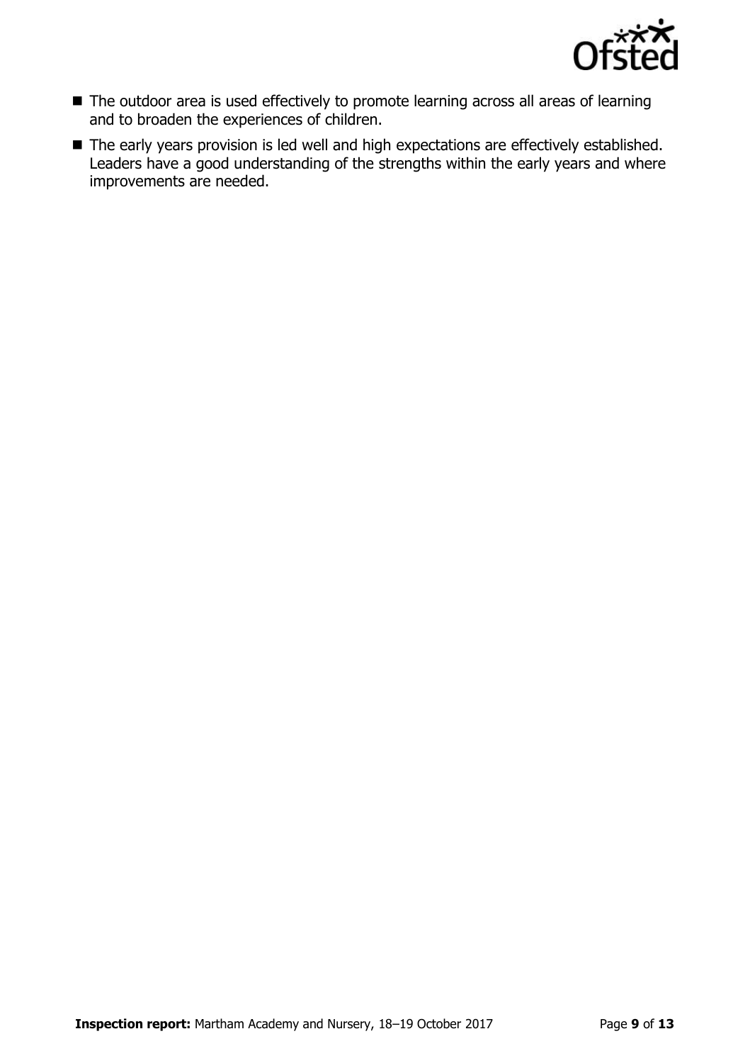- The outdoor area is used effectively to promote learning across all areas of learning and to broaden the experiences of children.
- The early years provision is led well and high expectations are effectively established. Leaders have a good understanding of the strengths within the early years and where improvements are needed.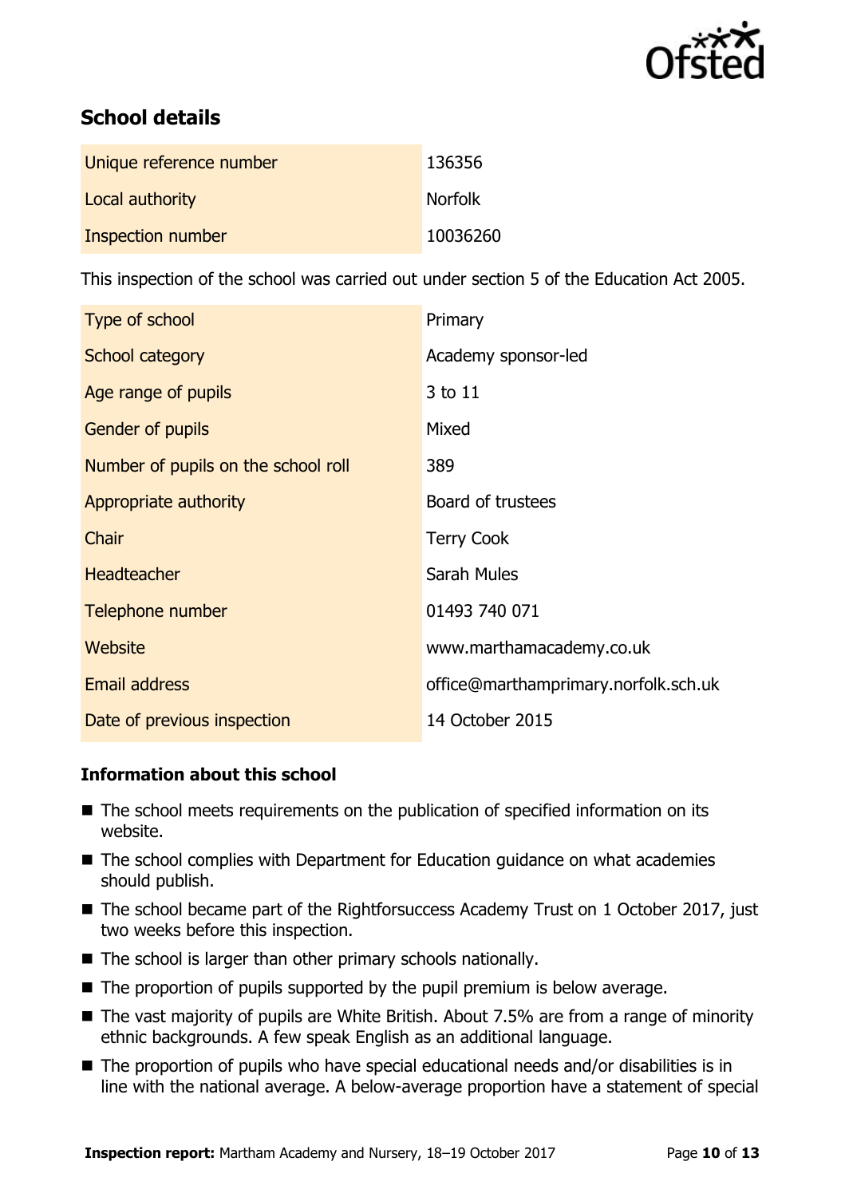## School details

| | |
|---|---|
| Unique reference number | 136356 |
| Local authority | Norfolk |
| Inspection number | 10036260 |

This inspection of the school was carried out under section 5 of the Education Act 2005.

| | |
|---|---|
| Type of school | Primary |
| School category | Academy sponsor-led |
| Age range of pupils | 3 to 11 |
| Gender of pupils | Mixed |
| Number of pupils on the school roll | 389 |
| Appropriate authority | Board of trustees |
| Chair | Terry Cook |
| Headteacher | Sarah Mules |
| Telephone number | 01493 740 071 |
| Website | www.marthamacademy.co.uk |
| Email address | office@marthamprimary.norfolk.sch.uk |
| Date of previous inspection | 14 October 2015 |

### Information about this school

- The school meets requirements on the publication of specified information on its website.
- The school complies with Department for Education guidance on what academies should publish.
- The school became part of the Rightforsuccess Academy Trust on 1 October 2017, just two weeks before this inspection.
- The school is larger than other primary schools nationally.
- The proportion of pupils supported by the pupil premium is below average.
- The vast majority of pupils are White British. About 7.5% are from a range of minority ethnic backgrounds. A few speak English as an additional language.
- The proportion of pupils who have special educational needs and/or disabilities is in line with the national average. A below-average proportion have a statement of special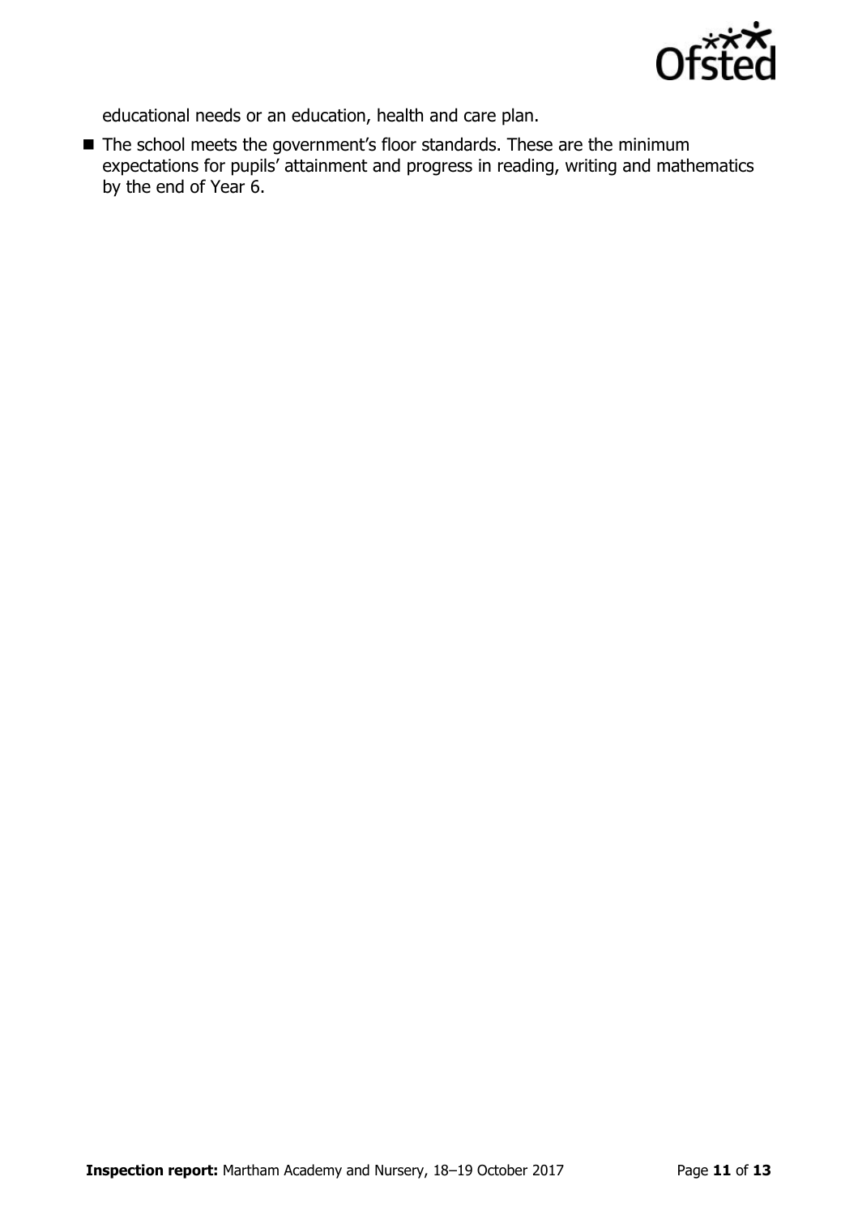educational needs or an education, health and care plan.

- The school meets the government's floor standards. These are the minimum expectations for pupils' attainment and progress in reading, writing and mathematics by the end of Year 6.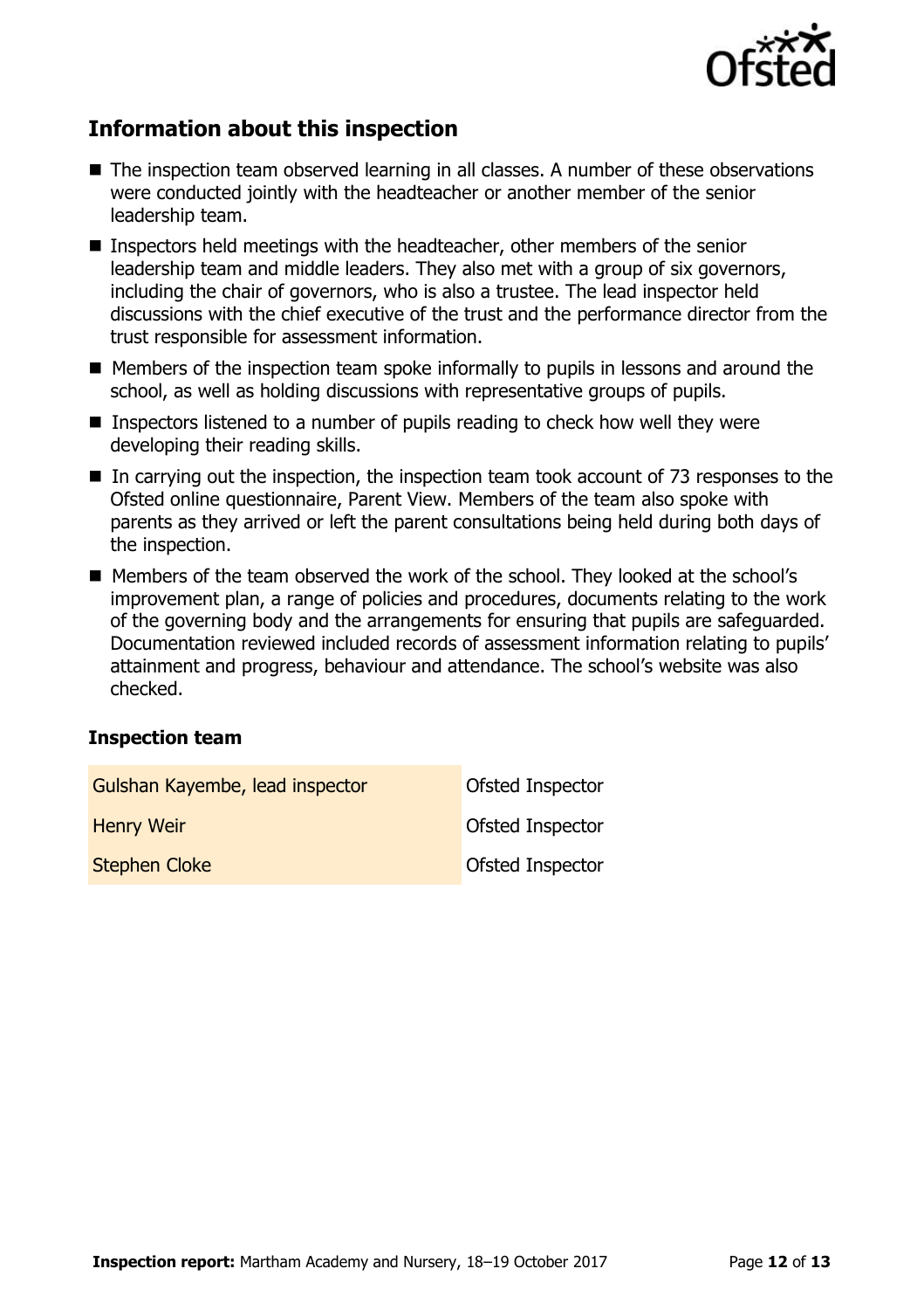## Information about this inspection

- The inspection team observed learning in all classes. A number of these observations were conducted jointly with the headteacher or another member of the senior leadership team.
- Inspectors held meetings with the headteacher, other members of the senior leadership team and middle leaders. They also met with a group of six governors, including the chair of governors, who is also a trustee. The lead inspector held discussions with the chief executive of the trust and the performance director from the trust responsible for assessment information.
- Members of the inspection team spoke informally to pupils in lessons and around the school, as well as holding discussions with representative groups of pupils.
- Inspectors listened to a number of pupils reading to check how well they were developing their reading skills.
- In carrying out the inspection, the inspection team took account of 73 responses to the Ofsted online questionnaire, Parent View. Members of the team also spoke with parents as they arrived or left the parent consultations being held during both days of the inspection.
- Members of the team observed the work of the school. They looked at the school's improvement plan, a range of policies and procedures, documents relating to the work of the governing body and the arrangements for ensuring that pupils are safeguarded. Documentation reviewed included records of assessment information relating to pupils' attainment and progress, behaviour and attendance. The school's website was also checked.

### Inspection team

| | |
|---|---|
| Gulshan Kayembe, lead inspector | Ofsted Inspector |
| Henry Weir | Ofsted Inspector |
| Stephen Cloke | Ofsted Inspector |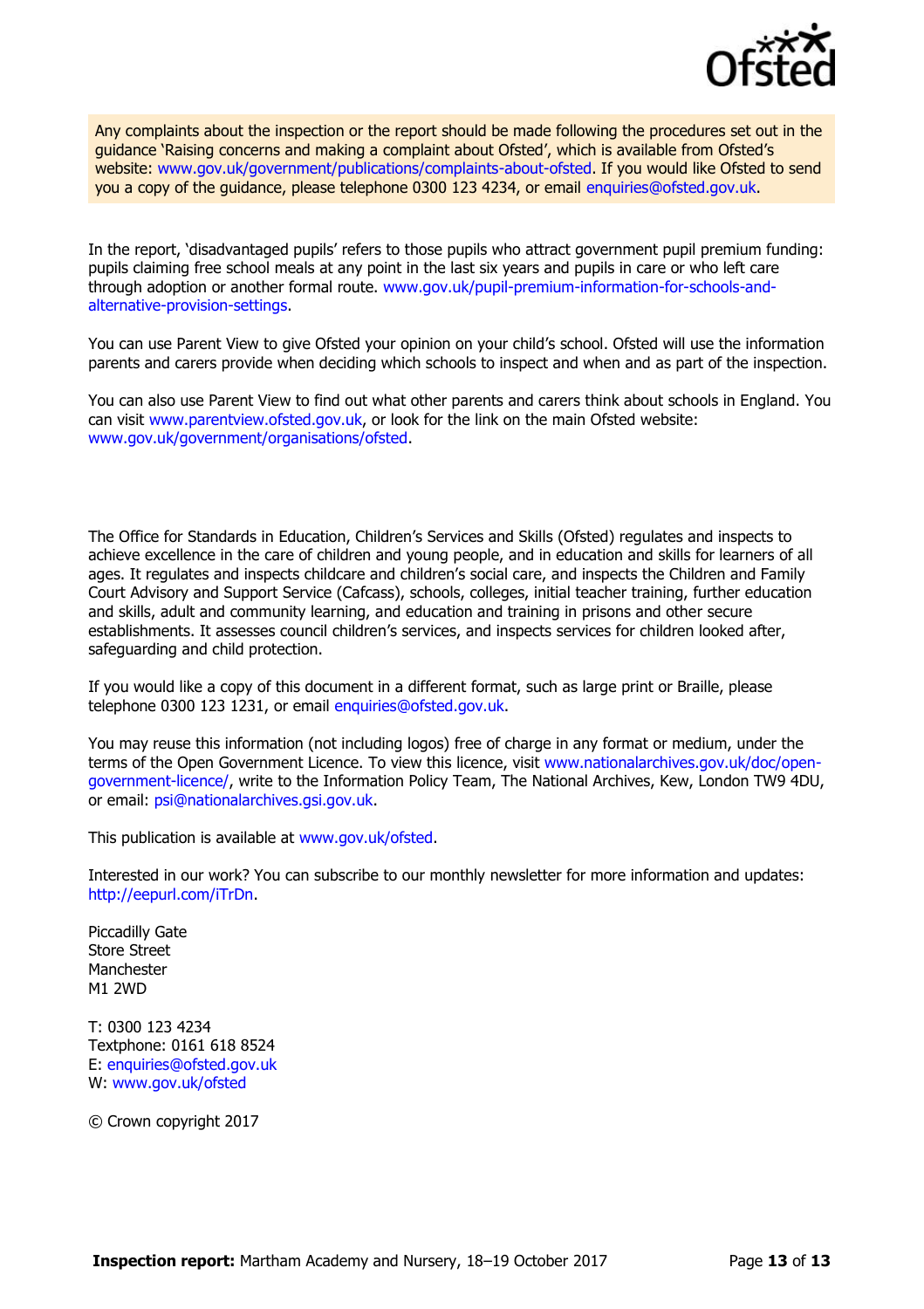Any complaints about the inspection or the report should be made following the procedures set out in the guidance 'Raising concerns and making a complaint about Ofsted', which is available from Ofsted's website: www.gov.uk/government/publications/complaints-about-ofsted. If you would like Ofsted to send you a copy of the guidance, please telephone 0300 123 4234, or email enquiries@ofsted.gov.uk.

In the report, 'disadvantaged pupils' refers to those pupils who attract government pupil premium funding: pupils claiming free school meals at any point in the last six years and pupils in care or who left care through adoption or another formal route. www.gov.uk/pupil-premium-information-for-schools-and-alternative-provision-settings.

You can use Parent View to give Ofsted your opinion on your child's school. Ofsted will use the information parents and carers provide when deciding which schools to inspect and when and as part of the inspection.

You can also use Parent View to find out what other parents and carers think about schools in England. You can visit www.parentview.ofsted.gov.uk, or look for the link on the main Ofsted website: www.gov.uk/government/organisations/ofsted.

The Office for Standards in Education, Children's Services and Skills (Ofsted) regulates and inspects to achieve excellence in the care of children and young people, and in education and skills for learners of all ages. It regulates and inspects childcare and children's social care, and inspects the Children and Family Court Advisory and Support Service (Cafcass), schools, colleges, initial teacher training, further education and skills, adult and community learning, and education and training in prisons and other secure establishments. It assesses council children's services, and inspects services for children looked after, safeguarding and child protection.

If you would like a copy of this document in a different format, such as large print or Braille, please telephone 0300 123 1231, or email enquiries@ofsted.gov.uk.

You may reuse this information (not including logos) free of charge in any format or medium, under the terms of the Open Government Licence. To view this licence, visit www.nationalarchives.gov.uk/doc/open-government-licence/, write to the Information Policy Team, The National Archives, Kew, London TW9 4DU, or email: psi@nationalarchives.gsi.gov.uk.

This publication is available at www.gov.uk/ofsted.

Interested in our work? You can subscribe to our monthly newsletter for more information and updates: http://eepurl.com/iTrDn.

Piccadilly Gate
Store Street
Manchester
M1 2WD

T: 0300 123 4234
Textphone: 0161 618 8524
E: enquiries@ofsted.gov.uk
W: www.gov.uk/ofsted

© Crown copyright 2017